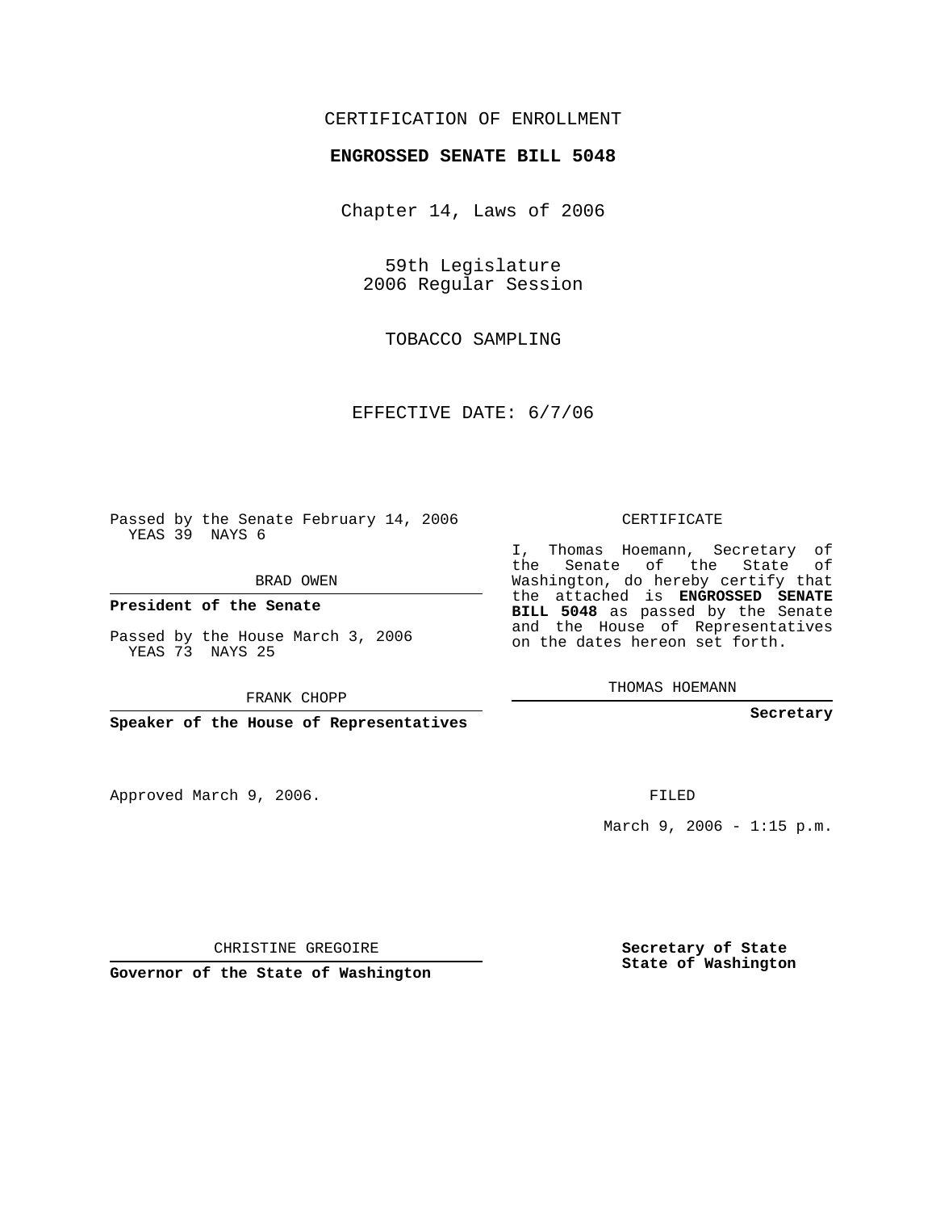CERTIFICATION OF ENROLLMENT

**ENGROSSED SENATE BILL 5048**

Chapter 14, Laws of 2006

59th Legislature
2006 Regular Session

TOBACCO SAMPLING

EFFECTIVE DATE: 6/7/06

Passed by the Senate February 14, 2006
YEAS 39 NAYS 6

BRAD OWEN

**President of the Senate**

Passed by the House March 3, 2006
YEAS 73 NAYS 25

FRANK CHOPP

**Speaker of the House of Representatives**

CERTIFICATE

I, Thomas Hoemann, Secretary of the Senate of the State of Washington, do hereby certify that the attached is **ENGROSSED SENATE BILL 5048** as passed by the Senate and the House of Representatives on the dates hereon set forth.

THOMAS HOEMANN

**Secretary**

Approved March 9, 2006.

FILED

March 9, 2006 - 1:15 p.m.

CHRISTINE GREGOIRE

**Governor of the State of Washington**

**Secretary of State**
**State of Washington**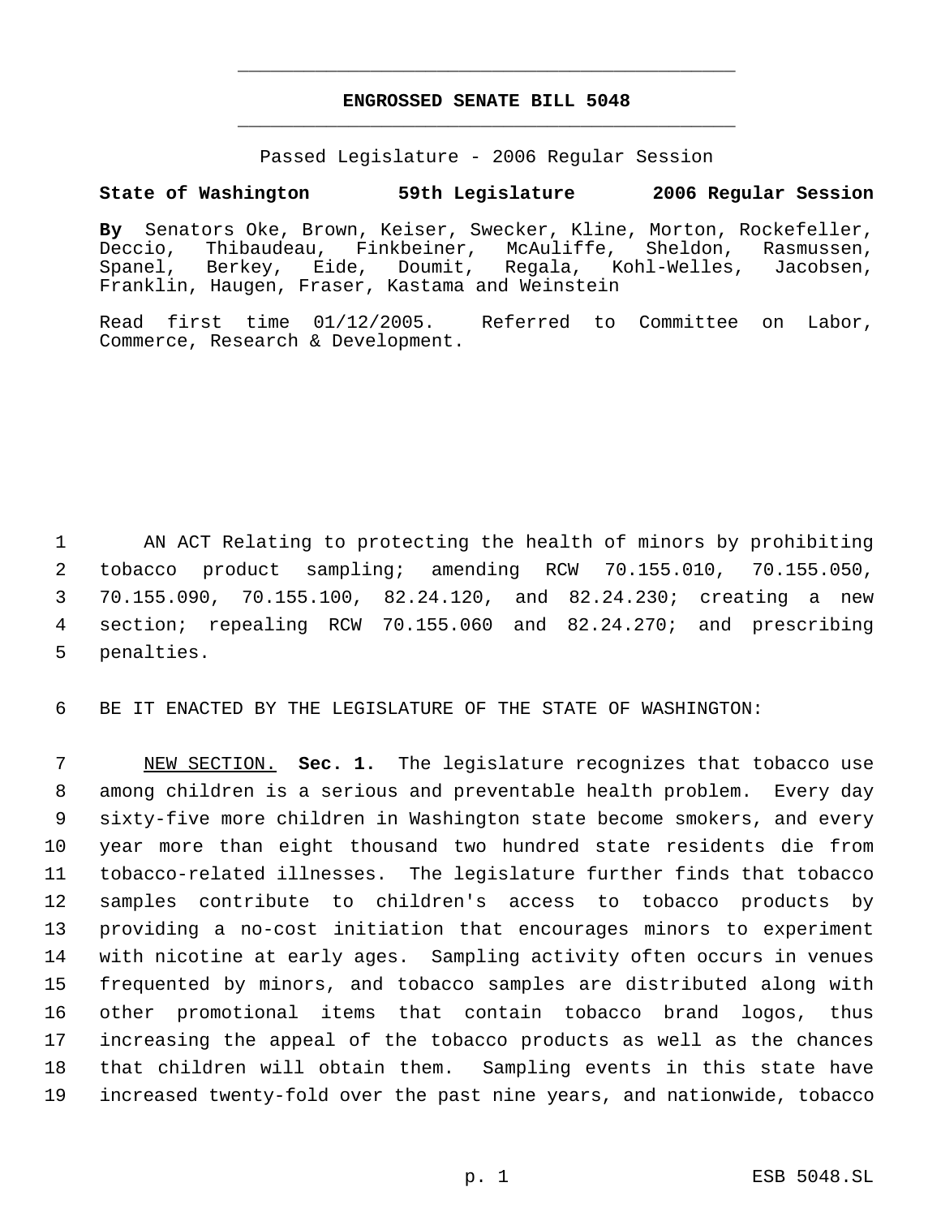**ENGROSSED SENATE BILL 5048**

Passed Legislature - 2006 Regular Session

**State of Washington 59th Legislature 2006 Regular Session**

**By** Senators Oke, Brown, Keiser, Swecker, Kline, Morton, Rockefeller, Deccio, Thibaudeau, Finkbeiner, McAuliffe, Sheldon, Rasmussen, Spanel, Berkey, Eide, Doumit, Regala, Kohl-Welles, Jacobsen, Franklin, Haugen, Fraser, Kastama and Weinstein

Read first time 01/12/2005. Referred to Committee on Labor, Commerce, Research & Development.

AN ACT Relating to protecting the health of minors by prohibiting tobacco product sampling; amending RCW 70.155.010, 70.155.050, 70.155.090, 70.155.100, 82.24.120, and 82.24.230; creating a new section; repealing RCW 70.155.060 and 82.24.270; and prescribing penalties.

BE IT ENACTED BY THE LEGISLATURE OF THE STATE OF WASHINGTON:

NEW SECTION. **Sec. 1.** The legislature recognizes that tobacco use among children is a serious and preventable health problem. Every day sixty-five more children in Washington state become smokers, and every year more than eight thousand two hundred state residents die from tobacco-related illnesses. The legislature further finds that tobacco samples contribute to children's access to tobacco products by providing a no-cost initiation that encourages minors to experiment with nicotine at early ages. Sampling activity often occurs in venues frequented by minors, and tobacco samples are distributed along with other promotional items that contain tobacco brand logos, thus increasing the appeal of the tobacco products as well as the chances that children will obtain them. Sampling events in this state have increased twenty-fold over the past nine years, and nationwide, tobacco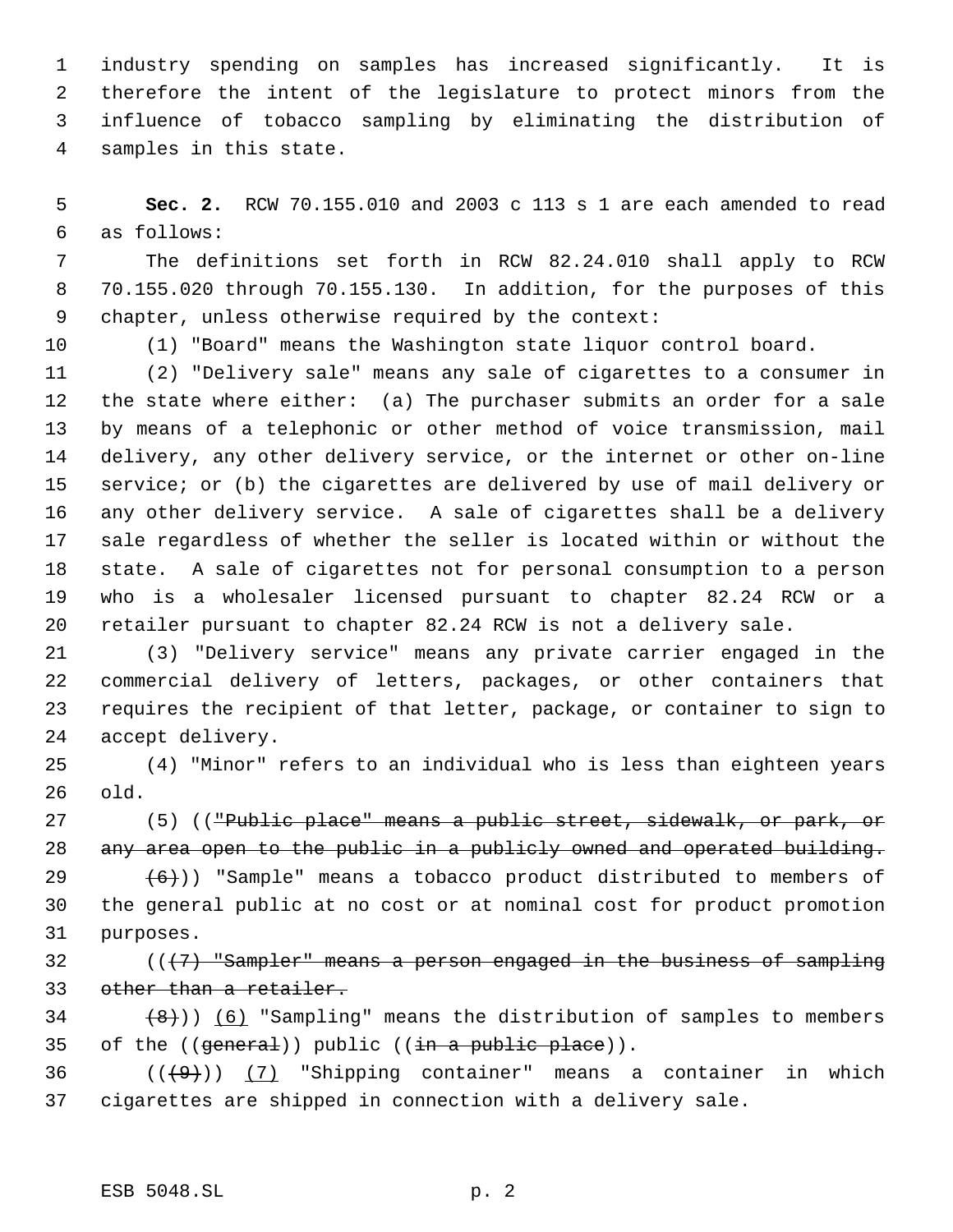industry spending on samples has increased significantly. It is therefore the intent of the legislature to protect minors from the influence of tobacco sampling by eliminating the distribution of samples in this state.

**Sec. 2.** RCW 70.155.010 and 2003 c 113 s 1 are each amended to read as follows:

The definitions set forth in RCW 82.24.010 shall apply to RCW 70.155.020 through 70.155.130. In addition, for the purposes of this chapter, unless otherwise required by the context:

(1) "Board" means the Washington state liquor control board.

(2) "Delivery sale" means any sale of cigarettes to a consumer in the state where either: (a) The purchaser submits an order for a sale by means of a telephonic or other method of voice transmission, mail delivery, any other delivery service, or the internet or other on-line service; or (b) the cigarettes are delivered by use of mail delivery or any other delivery service. A sale of cigarettes shall be a delivery sale regardless of whether the seller is located within or without the state. A sale of cigarettes not for personal consumption to a person who is a wholesaler licensed pursuant to chapter 82.24 RCW or a retailer pursuant to chapter 82.24 RCW is not a delivery sale.

(3) "Delivery service" means any private carrier engaged in the commercial delivery of letters, packages, or other containers that requires the recipient of that letter, package, or container to sign to accept delivery.

(4) "Minor" refers to an individual who is less than eighteen years old.

(5) ((~~"Public place" means a public street, sidewalk, or park, or any area open to the public in a publicly owned and operated building.~~

~~(6)~~)) "Sample" means a tobacco product distributed to members of the general public at no cost or at nominal cost for product promotion purposes.

((~~(7) "Sampler" means a person engaged in the business of sampling other than a retailer.~~

~~(8)~~)) <u>(6)</u> "Sampling" means the distribution of samples to members of the ((~~general~~)) public ((~~in a public place~~)).

((~~(9)~~)) <u>(7)</u> "Shipping container" means a container in which cigarettes are shipped in connection with a delivery sale.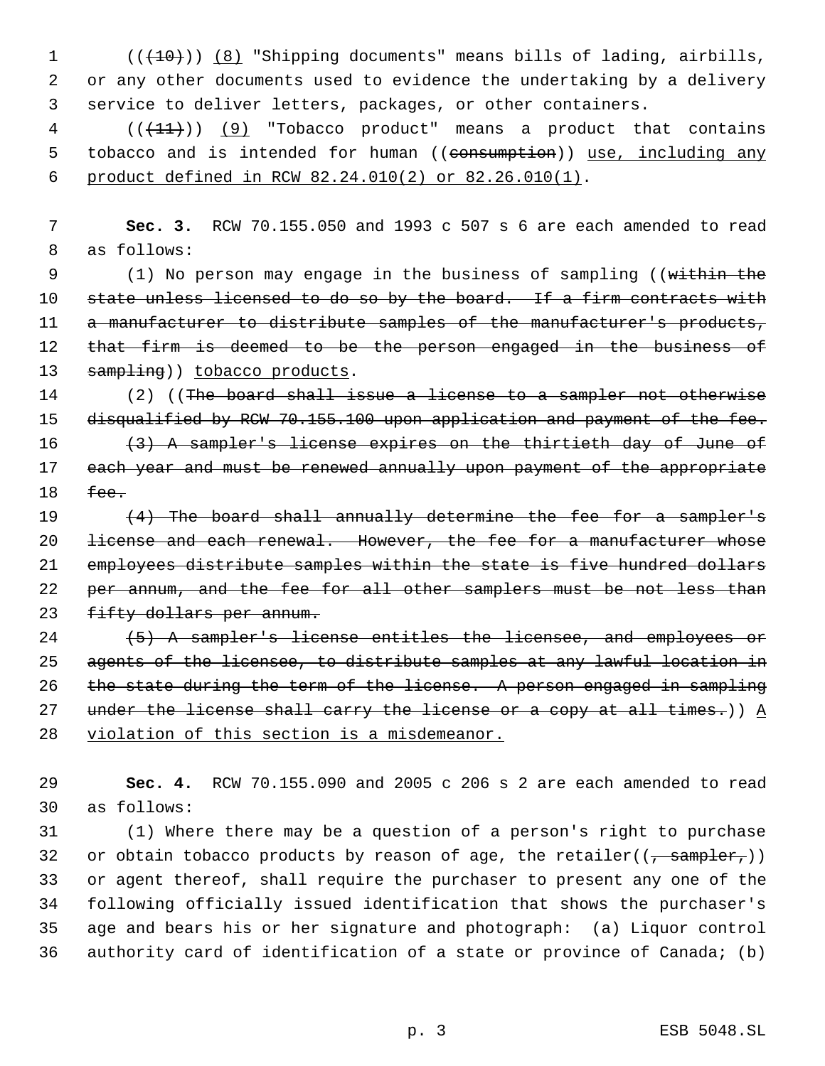((~~(10)~~)) <u>(8)</u> "Shipping documents" means bills of lading, airbills, or any other documents used to evidence the undertaking by a delivery service to deliver letters, packages, or other containers.

((~~(11)~~)) <u>(9)</u> "Tobacco product" means a product that contains tobacco and is intended for human ((~~consumption~~)) <u>use, including any product defined in RCW 82.24.010(2) or 82.26.010(1)</u>.

**Sec. 3.** RCW 70.155.050 and 1993 c 507 s 6 are each amended to read as follows:

(1) No person may engage in the business of sampling ((~~within the state unless licensed to do so by the board. If a firm contracts with a manufacturer to distribute samples of the manufacturer's products, that firm is deemed to be the person engaged in the business of sampling~~)) <u>tobacco products</u>.

(2) ((~~The board shall issue a license to a sampler not otherwise disqualified by RCW 70.155.100 upon application and payment of the fee.~~

~~(3) A sampler's license expires on the thirtieth day of June of each year and must be renewed annually upon payment of the appropriate fee.~~

~~(4) The board shall annually determine the fee for a sampler's license and each renewal. However, the fee for a manufacturer whose employees distribute samples within the state is five hundred dollars per annum, and the fee for all other samplers must be not less than fifty dollars per annum.~~

~~(5) A sampler's license entitles the licensee, and employees or agents of the licensee, to distribute samples at any lawful location in the state during the term of the license. A person engaged in sampling under the license shall carry the license or a copy at all times.~~)) <u>A violation of this section is a misdemeanor.</u>

**Sec. 4.** RCW 70.155.090 and 2005 c 206 s 2 are each amended to read as follows:

(1) Where there may be a question of a person's right to purchase or obtain tobacco products by reason of age, the retailer((~~, sampler,~~)) or agent thereof, shall require the purchaser to present any one of the following officially issued identification that shows the purchaser's age and bears his or her signature and photograph: (a) Liquor control authority card of identification of a state or province of Canada; (b)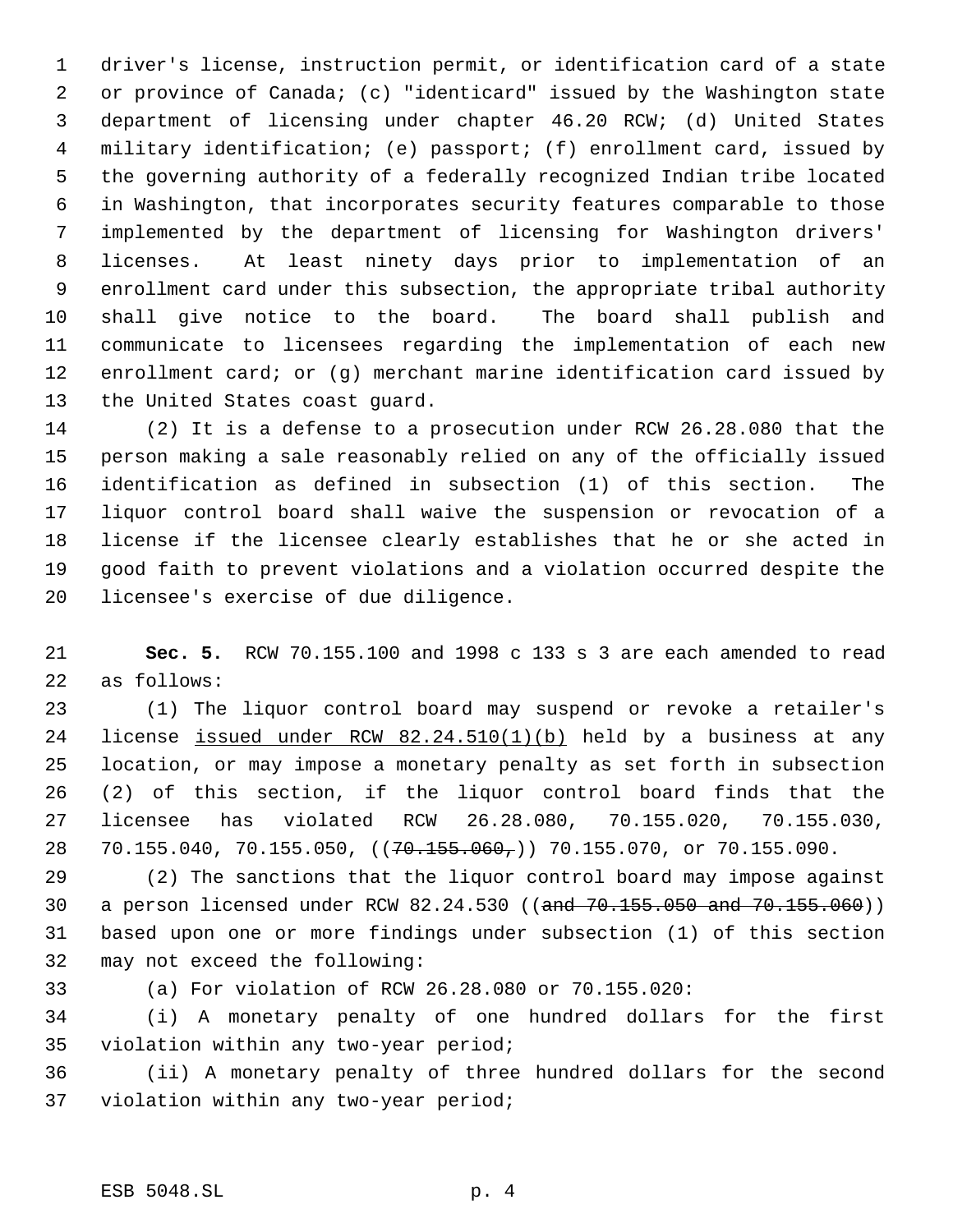driver's license, instruction permit, or identification card of a state or province of Canada; (c) "identicard" issued by the Washington state department of licensing under chapter 46.20 RCW; (d) United States military identification; (e) passport; (f) enrollment card, issued by the governing authority of a federally recognized Indian tribe located in Washington, that incorporates security features comparable to those implemented by the department of licensing for Washington drivers' licenses. At least ninety days prior to implementation of an enrollment card under this subsection, the appropriate tribal authority shall give notice to the board. The board shall publish and communicate to licensees regarding the implementation of each new enrollment card; or (g) merchant marine identification card issued by the United States coast guard.

(2) It is a defense to a prosecution under RCW 26.28.080 that the person making a sale reasonably relied on any of the officially issued identification as defined in subsection (1) of this section. The liquor control board shall waive the suspension or revocation of a license if the licensee clearly establishes that he or she acted in good faith to prevent violations and a violation occurred despite the licensee's exercise of due diligence.

**Sec. 5.** RCW 70.155.100 and 1998 c 133 s 3 are each amended to read as follows:

(1) The liquor control board may suspend or revoke a retailer's license <u>issued under RCW 82.24.510(1)(b)</u> held by a business at any location, or may impose a monetary penalty as set forth in subsection (2) of this section, if the liquor control board finds that the licensee has violated RCW 26.28.080, 70.155.020, 70.155.030, 70.155.040, 70.155.050, ((~~70.155.060,~~)) 70.155.070, or 70.155.090.

(2) The sanctions that the liquor control board may impose against a person licensed under RCW 82.24.530 ((~~and 70.155.050 and 70.155.060~~)) based upon one or more findings under subsection (1) of this section may not exceed the following:

(a) For violation of RCW 26.28.080 or 70.155.020:

(i) A monetary penalty of one hundred dollars for the first violation within any two-year period;

(ii) A monetary penalty of three hundred dollars for the second violation within any two-year period;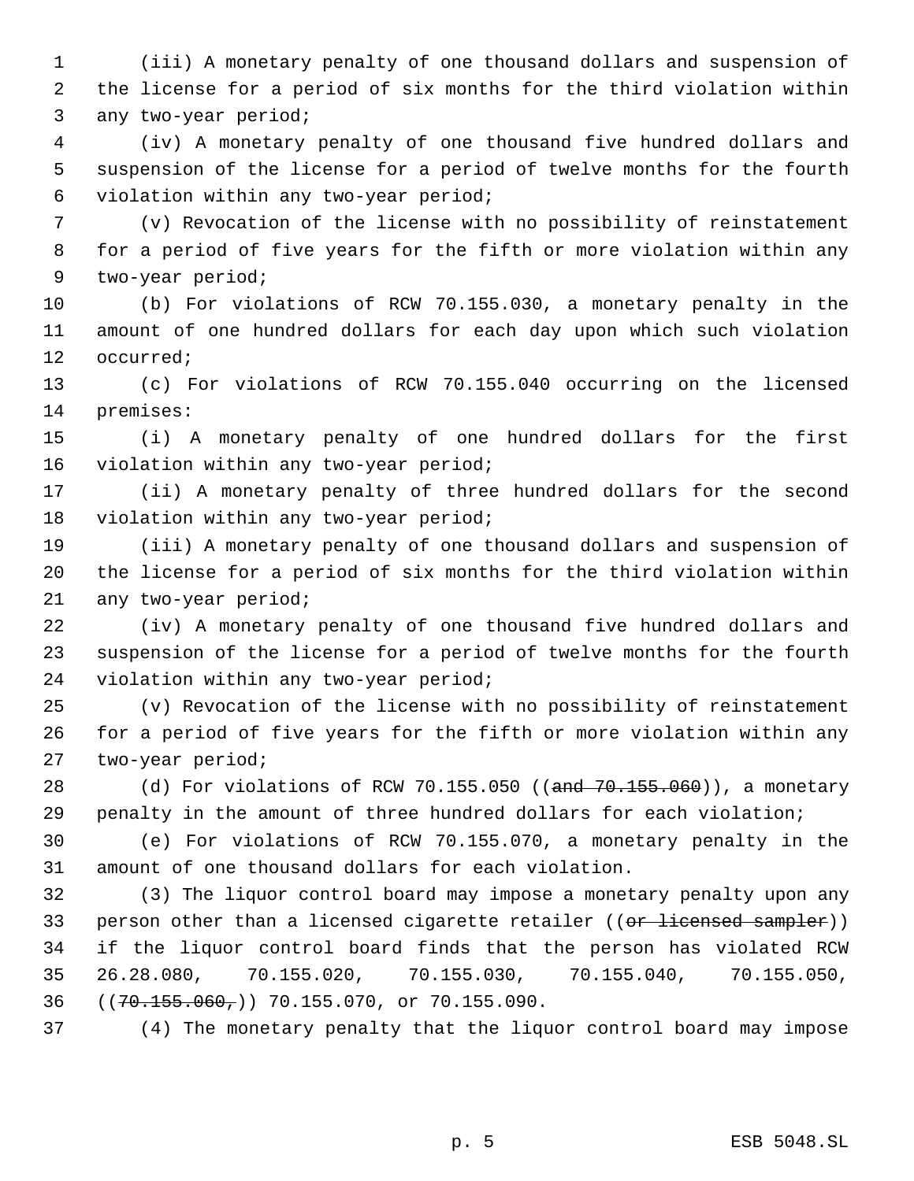(iii) A monetary penalty of one thousand dollars and suspension of the license for a period of six months for the third violation within any two-year period;

(iv) A monetary penalty of one thousand five hundred dollars and suspension of the license for a period of twelve months for the fourth violation within any two-year period;

(v) Revocation of the license with no possibility of reinstatement for a period of five years for the fifth or more violation within any two-year period;

(b) For violations of RCW 70.155.030, a monetary penalty in the amount of one hundred dollars for each day upon which such violation occurred;

(c) For violations of RCW 70.155.040 occurring on the licensed premises:

(i) A monetary penalty of one hundred dollars for the first violation within any two-year period;

(ii) A monetary penalty of three hundred dollars for the second violation within any two-year period;

(iii) A monetary penalty of one thousand dollars and suspension of the license for a period of six months for the third violation within any two-year period;

(iv) A monetary penalty of one thousand five hundred dollars and suspension of the license for a period of twelve months for the fourth violation within any two-year period;

(v) Revocation of the license with no possibility of reinstatement for a period of five years for the fifth or more violation within any two-year period;

(d) For violations of RCW 70.155.050 ((~~and 70.155.060~~)), a monetary penalty in the amount of three hundred dollars for each violation;

(e) For violations of RCW 70.155.070, a monetary penalty in the amount of one thousand dollars for each violation.

(3) The liquor control board may impose a monetary penalty upon any person other than a licensed cigarette retailer ((~~or licensed sampler~~)) if the liquor control board finds that the person has violated RCW 26.28.080, 70.155.020, 70.155.030, 70.155.040, 70.155.050, ((~~70.155.060,~~)) 70.155.070, or 70.155.090.

(4) The monetary penalty that the liquor control board may impose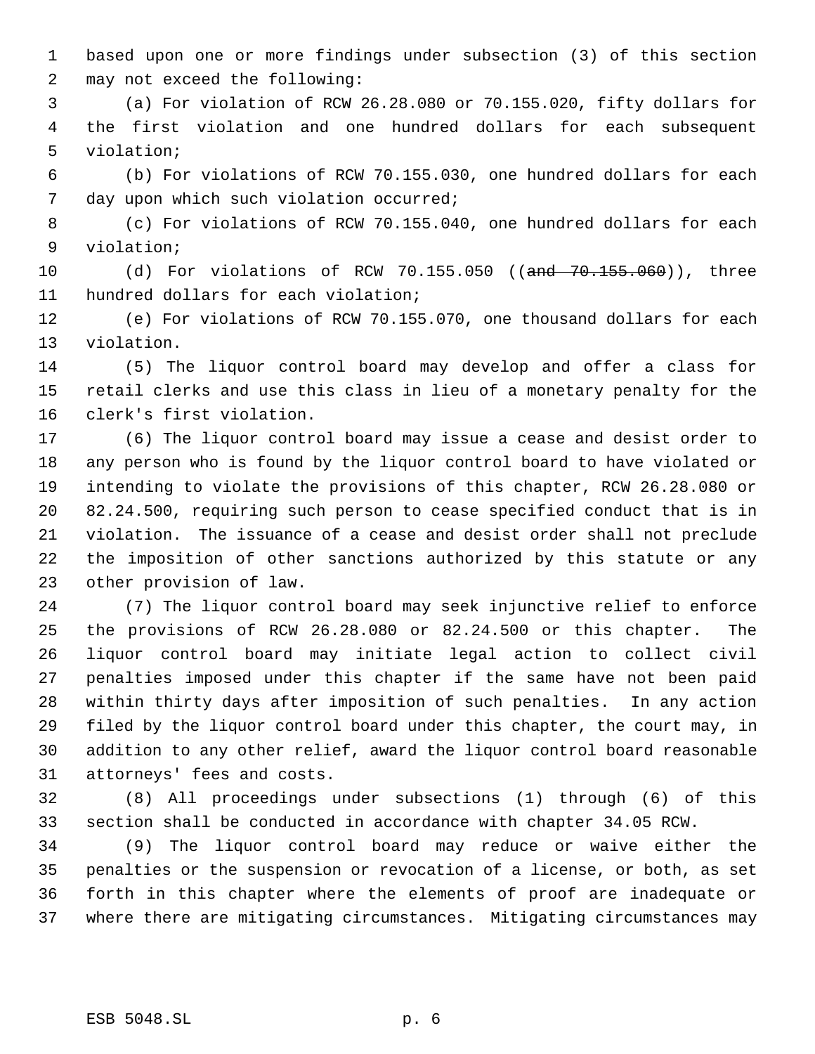based upon one or more findings under subsection (3) of this section may not exceed the following:

(a) For violation of RCW 26.28.080 or 70.155.020, fifty dollars for the first violation and one hundred dollars for each subsequent violation;

(b) For violations of RCW 70.155.030, one hundred dollars for each day upon which such violation occurred;

(c) For violations of RCW 70.155.040, one hundred dollars for each violation;

(d) For violations of RCW 70.155.050 ((~~and 70.155.060~~)), three hundred dollars for each violation;

(e) For violations of RCW 70.155.070, one thousand dollars for each violation.

(5) The liquor control board may develop and offer a class for retail clerks and use this class in lieu of a monetary penalty for the clerk's first violation.

(6) The liquor control board may issue a cease and desist order to any person who is found by the liquor control board to have violated or intending to violate the provisions of this chapter, RCW 26.28.080 or 82.24.500, requiring such person to cease specified conduct that is in violation. The issuance of a cease and desist order shall not preclude the imposition of other sanctions authorized by this statute or any other provision of law.

(7) The liquor control board may seek injunctive relief to enforce the provisions of RCW 26.28.080 or 82.24.500 or this chapter. The liquor control board may initiate legal action to collect civil penalties imposed under this chapter if the same have not been paid within thirty days after imposition of such penalties. In any action filed by the liquor control board under this chapter, the court may, in addition to any other relief, award the liquor control board reasonable attorneys' fees and costs.

(8) All proceedings under subsections (1) through (6) of this section shall be conducted in accordance with chapter 34.05 RCW.

(9) The liquor control board may reduce or waive either the penalties or the suspension or revocation of a license, or both, as set forth in this chapter where the elements of proof are inadequate or where there are mitigating circumstances. Mitigating circumstances may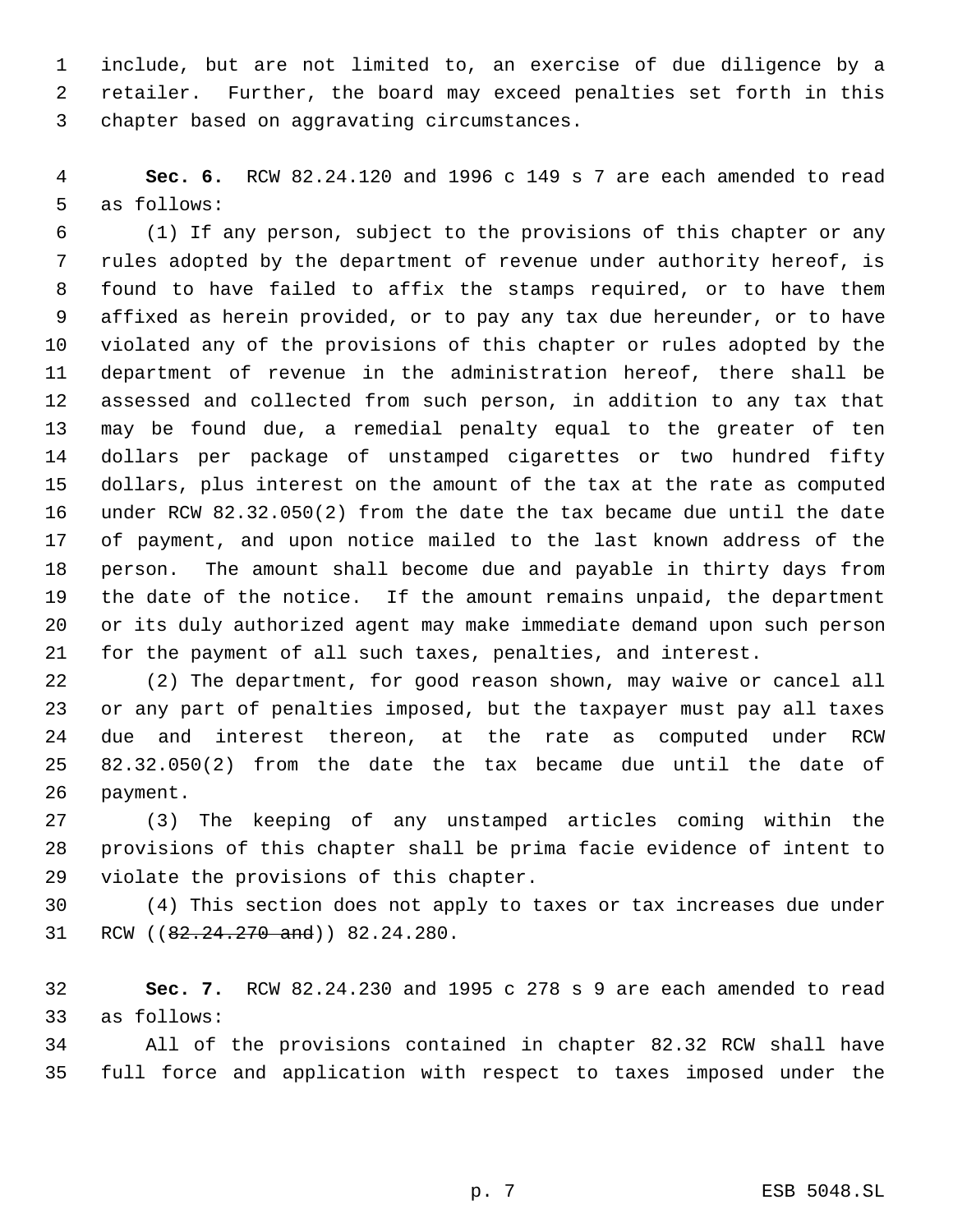include, but are not limited to, an exercise of due diligence by a retailer. Further, the board may exceed penalties set forth in this chapter based on aggravating circumstances.

**Sec. 6.** RCW 82.24.120 and 1996 c 149 s 7 are each amended to read as follows:

(1) If any person, subject to the provisions of this chapter or any rules adopted by the department of revenue under authority hereof, is found to have failed to affix the stamps required, or to have them affixed as herein provided, or to pay any tax due hereunder, or to have violated any of the provisions of this chapter or rules adopted by the department of revenue in the administration hereof, there shall be assessed and collected from such person, in addition to any tax that may be found due, a remedial penalty equal to the greater of ten dollars per package of unstamped cigarettes or two hundred fifty dollars, plus interest on the amount of the tax at the rate as computed under RCW 82.32.050(2) from the date the tax became due until the date of payment, and upon notice mailed to the last known address of the person. The amount shall become due and payable in thirty days from the date of the notice. If the amount remains unpaid, the department or its duly authorized agent may make immediate demand upon such person for the payment of all such taxes, penalties, and interest.

(2) The department, for good reason shown, may waive or cancel all or any part of penalties imposed, but the taxpayer must pay all taxes due and interest thereon, at the rate as computed under RCW 82.32.050(2) from the date the tax became due until the date of payment.

(3) The keeping of any unstamped articles coming within the provisions of this chapter shall be prima facie evidence of intent to violate the provisions of this chapter.

(4) This section does not apply to taxes or tax increases due under RCW ((~~82.24.270 and~~)) 82.24.280.

**Sec. 7.** RCW 82.24.230 and 1995 c 278 s 9 are each amended to read as follows:

All of the provisions contained in chapter 82.32 RCW shall have full force and application with respect to taxes imposed under the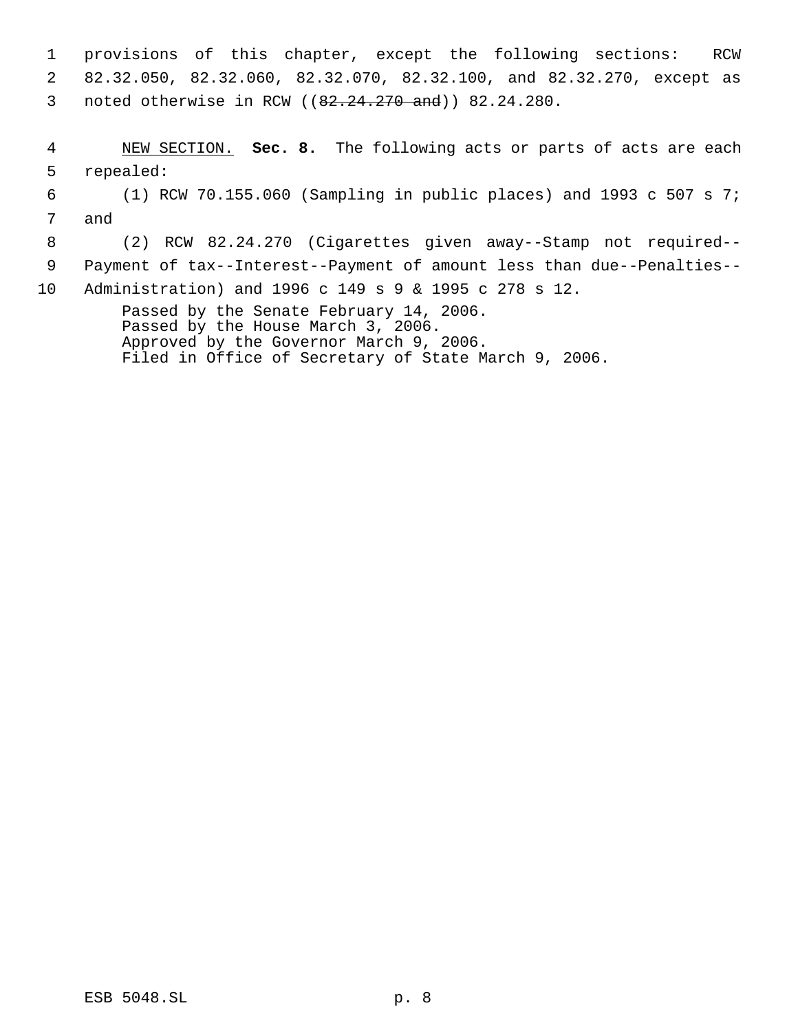provisions of this chapter, except the following sections: RCW 82.32.050, 82.32.060, 82.32.070, 82.32.100, and 82.32.270, except as noted otherwise in RCW ((~~82.24.270 and~~)) 82.24.280.

NEW SECTION. **Sec. 8.** The following acts or parts of acts are each repealed:

(1) RCW 70.155.060 (Sampling in public places) and 1993 c 507 s 7; and

(2) RCW 82.24.270 (Cigarettes given away--Stamp not required--Payment of tax--Interest--Payment of amount less than due--Penalties--Administration) and 1996 c 149 s 9 & 1995 c 278 s 12.

Passed by the Senate February 14, 2006.
Passed by the House March 3, 2006.
Approved by the Governor March 9, 2006.
Filed in Office of Secretary of State March 9, 2006.